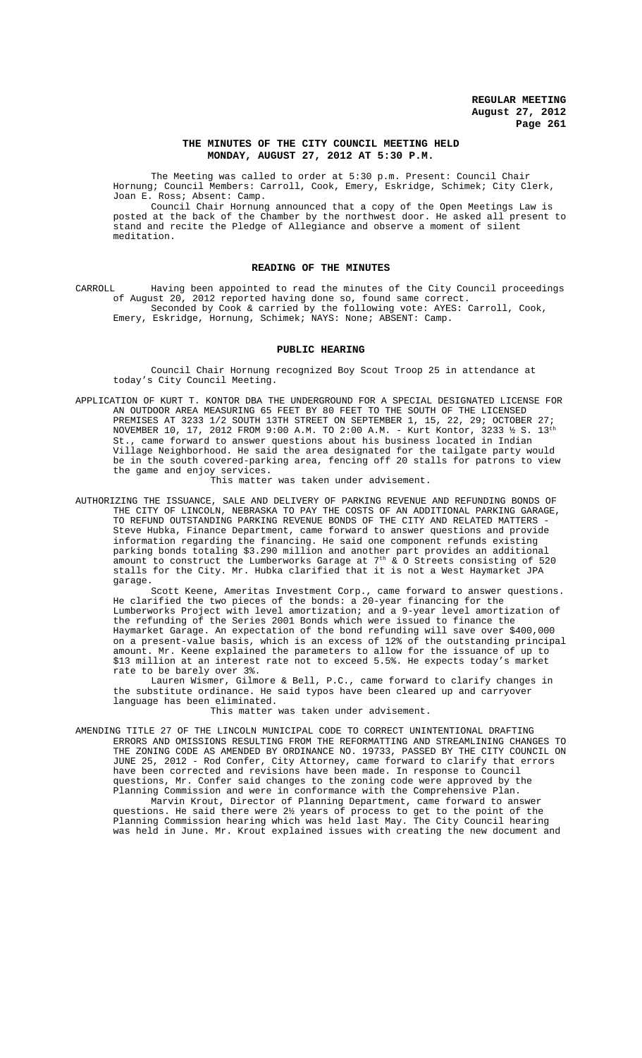## THE MINUTES OF THE CITY COUNCIL MEETING HELD MONDAY, AUGUST 27, 2012 AT 5:30 P.M.

The Meeting was called to order at 5:30 p.m. Present: Council Chair Hornung; Council Members: Carroll, Cook, Emery, Eskridge, Schimek; City Clerk, Joan E. Ross; Absent: Camp.

Council Chair Hornung announced that a copy of the Open Meetings Law is posted at the back of the Chamber by the northwest door. He asked all present to stand and recite the Pledge of Allegiance and observe a moment of silent meditation.

## READING OF THE MINUTES

CARROLL Having been appointed to read the minutes of the City Council proceedings of August 20, 2012 reported having done so, found same correct.

Seconded by Cook & carried by the following vote: AYES: Carroll, Cook, Emery, Eskridge, Hornung, Schimek; NAYS: None; ABSENT: Camp.

## PUBLIC HEARING

Council Chair Hornung recognized Boy Scout Troop 25 in attendance at today's City Council Meeting.

APPLICATION OF KURT T. KONTOR DBA THE UNDERGROUND FOR A SPECIAL DESIGNATED LICENSE FOR AN OUTDOOR AREA MEASURING 65 FEET BY 80 FEET TO THE SOUTH OF THE LICENSED PREMISES AT 3233 1/2 SOUTH 13TH STREET ON SEPTEMBER 1, 15, 22, 29; OCTOBER 27; NOVEMBER 10, 17, 2012 FROM 9:00 A.M. TO 2:00 A.M. - Kurt Kontor, 3233 ½ S. 13th St., came forward to answer questions about his business located in Indian Village Neighborhood. He said the area designated for the tailgate party would be in the south covered-parking area, fencing off 20 stalls for patrons to view the game and enjoy services.

This matter was taken under advisement.

AUTHORIZING THE ISSUANCE, SALE AND DELIVERY OF PARKING REVENUE AND REFUNDING BONDS OF THE CITY OF LINCOLN, NEBRASKA TO PAY THE COSTS OF AN ADDITIONAL PARKING GARAGE, TO REFUND OUTSTANDING PARKING REVENUE BONDS OF THE CITY AND RELATED MATTERS - Steve Hubka, Finance Department, came forward to answer questions and provide information regarding the financing. He said one component refunds existing parking bonds totaling $3.290 million and another part provides an additional amount to construct the Lumberworks Garage at 7th & O Streets consisting of 520 stalls for the City. Mr. Hubka clarified that it is not a West Haymarket JPA garage.

Scott Keene, Ameritas Investment Corp., came forward to answer questions. He clarified the two pieces of the bonds: a 20-year financing for the Lumberworks Project with level amortization; and a 9-year level amortization of the refunding of the Series 2001 Bonds which were issued to finance the Haymarket Garage. An expectation of the bond refunding will save over $400,000 on a present-value basis, which is an excess of 12% of the outstanding principal amount. Mr. Keene explained the parameters to allow for the issuance of up to $13 million at an interest rate not to exceed 5.5%. He expects today's market rate to be barely over 3%.

Lauren Wismer, Gilmore & Bell, P.C., came forward to clarify changes in the substitute ordinance. He said typos have been cleared up and carryover language has been eliminated.

This matter was taken under advisement.

AMENDING TITLE 27 OF THE LINCOLN MUNICIPAL CODE TO CORRECT UNINTENTIONAL DRAFTING ERRORS AND OMISSIONS RESULTING FROM THE REFORMATTING AND STREAMLINING CHANGES TO THE ZONING CODE AS AMENDED BY ORDINANCE NO. 19733, PASSED BY THE CITY COUNCIL ON JUNE 25, 2012 - Rod Confer, City Attorney, came forward to clarify that errors have been corrected and revisions have been made. In response to Council questions, Mr. Confer said changes to the zoning code were approved by the Planning Commission and were in conformance with the Comprehensive Plan.

Marvin Krout, Director of Planning Department, came forward to answer questions. He said there were 2½ years of process to get to the point of the Planning Commission hearing which was held last May. The City Council hearing was held in June. Mr. Krout explained issues with creating the new document and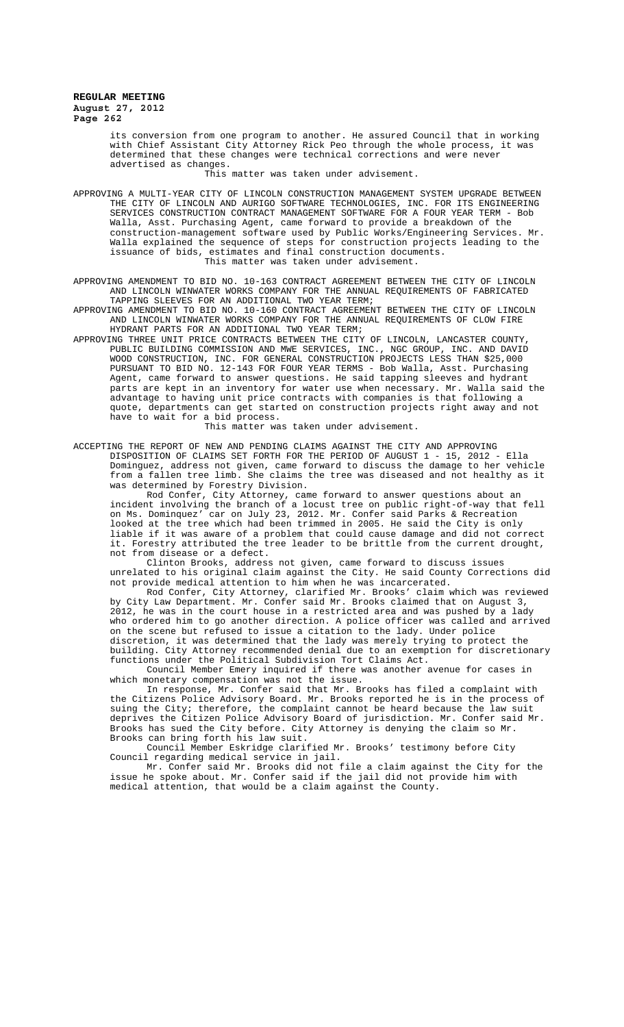its conversion from one program to another. He assured Council that in working with Chief Assistant City Attorney Rick Peo through the whole process, it was determined that these changes were technical corrections and were never advertised as changes.

This matter was taken under advisement.

APPROVING A MULTI-YEAR CITY OF LINCOLN CONSTRUCTION MANAGEMENT SYSTEM UPGRADE BETWEEN THE CITY OF LINCOLN AND AURIGO SOFTWARE TECHNOLOGIES, INC. FOR ITS ENGINEERING SERVICES CONSTRUCTION CONTRACT MANAGEMENT SOFTWARE FOR A FOUR YEAR TERM - Bob Walla, Asst. Purchasing Agent, came forward to provide a breakdown of the construction-management software used by Public Works/Engineering Services. Mr. Walla explained the sequence of steps for construction projects leading to the issuance of bids, estimates and final construction documents.

This matter was taken under advisement.

APPROVING AMENDMENT TO BID NO. 10-163 CONTRACT AGREEMENT BETWEEN THE CITY OF LINCOLN AND LINCOLN WINWATER WORKS COMPANY FOR THE ANNUAL REQUIREMENTS OF FABRICATED TAPPING SLEEVES FOR AN ADDITIONAL TWO YEAR TERM;

APPROVING AMENDMENT TO BID NO. 10-160 CONTRACT AGREEMENT BETWEEN THE CITY OF LINCOLN AND LINCOLN WINWATER WORKS COMPANY FOR THE ANNUAL REQUIREMENTS OF CLOW FIRE HYDRANT PARTS FOR AN ADDITIONAL TWO YEAR TERM;

APPROVING THREE UNIT PRICE CONTRACTS BETWEEN THE CITY OF LINCOLN, LANCASTER COUNTY, PUBLIC BUILDING COMMISSION AND MWE SERVICES, INC., NGC GROUP, INC. AND DAVID WOOD CONSTRUCTION, INC. FOR GENERAL CONSTRUCTION PROJECTS LESS THAN $25,000 PURSUANT TO BID NO. 12-143 FOR FOUR YEAR TERMS - Bob Walla, Asst. Purchasing Agent, came forward to answer questions. He said tapping sleeves and hydrant parts are kept in an inventory for water use when necessary. Mr. Walla said the advantage to having unit price contracts with companies is that following a quote, departments can get started on construction projects right away and not have to wait for a bid process.

This matter was taken under advisement.

ACCEPTING THE REPORT OF NEW AND PENDING CLAIMS AGAINST THE CITY AND APPROVING DISPOSITION OF CLAIMS SET FORTH FOR THE PERIOD OF AUGUST 1 - 15, 2012 - Ella Dominguez, address not given, came forward to discuss the damage to her vehicle from a fallen tree limb. She claims the tree was diseased and not healthy as it was determined by Forestry Division.

Rod Confer, City Attorney, came forward to answer questions about an incident involving the branch of a locust tree on public right-of-way that fell on Ms. Dominquez' car on July 23, 2012. Mr. Confer said Parks & Recreation looked at the tree which had been trimmed in 2005. He said the City is only liable if it was aware of a problem that could cause damage and did not correct it. Forestry attributed the tree leader to be brittle from the current drought, not from disease or a defect.

Clinton Brooks, address not given, came forward to discuss issues unrelated to his original claim against the City. He said County Corrections did not provide medical attention to him when he was incarcerated.

Rod Confer, City Attorney, clarified Mr. Brooks' claim which was reviewed by City Law Department. Mr. Confer said Mr. Brooks claimed that on August 3, 2012, he was in the court house in a restricted area and was pushed by a lady who ordered him to go another direction. A police officer was called and arrived on the scene but refused to issue a citation to the lady. Under police discretion, it was determined that the lady was merely trying to protect the building. City Attorney recommended denial due to an exemption for discretionary functions under the Political Subdivision Tort Claims Act.

Council Member Emery inquired if there was another avenue for cases in which monetary compensation was not the issue.

In response, Mr. Confer said that Mr. Brooks has filed a complaint with the Citizens Police Advisory Board. Mr. Brooks reported he is in the process of suing the City; therefore, the complaint cannot be heard because the law suit deprives the Citizen Police Advisory Board of jurisdiction. Mr. Confer said Mr. Brooks has sued the City before. City Attorney is denying the claim so Mr. Brooks can bring forth his law suit.

Council Member Eskridge clarified Mr. Brooks' testimony before City Council regarding medical service in jail.

Mr. Confer said Mr. Brooks did not file a claim against the City for the issue he spoke about. Mr. Confer said if the jail did not provide him with medical attention, that would be a claim against the County.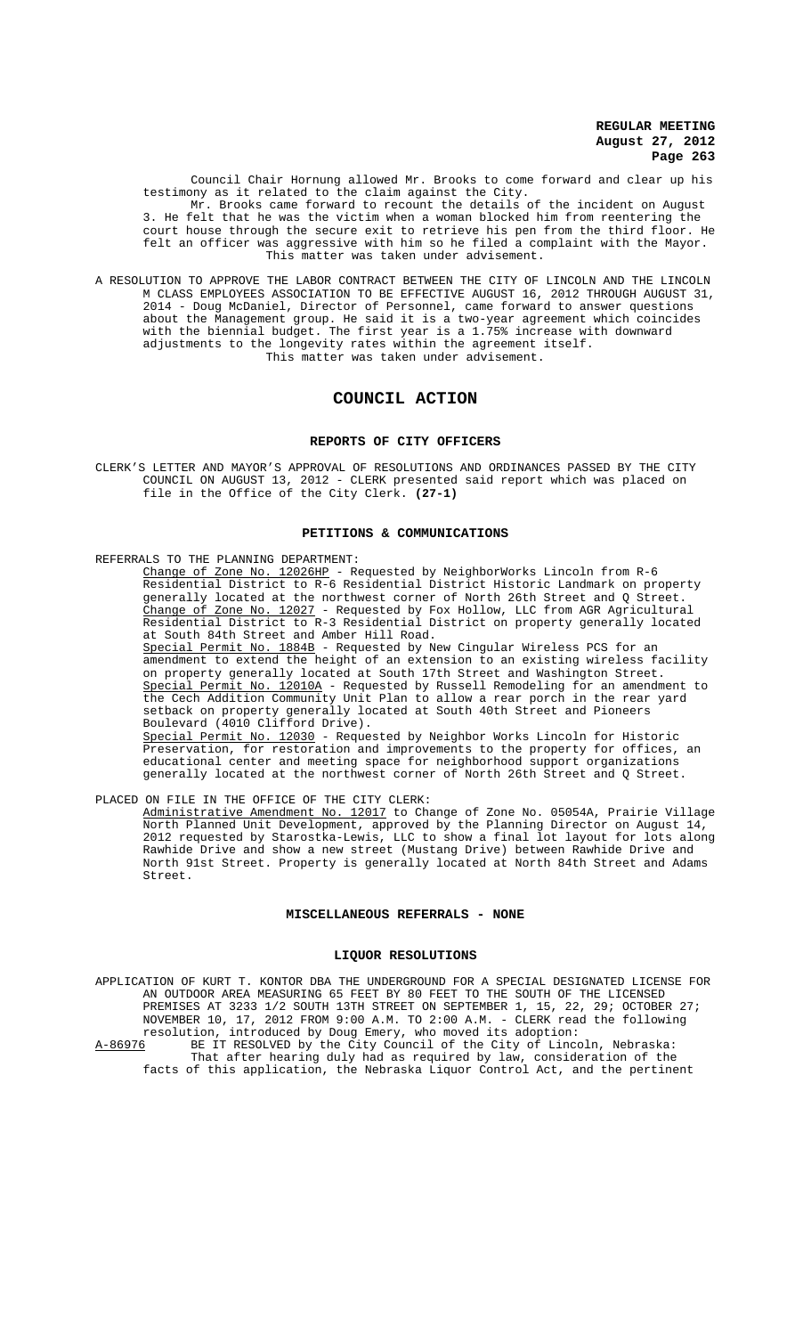Council Chair Hornung allowed Mr. Brooks to come forward and clear up his testimony as it related to the claim against the City.

Mr. Brooks came forward to recount the details of the incident on August 3. He felt that he was the victim when a woman blocked him from reentering the court house through the secure exit to retrieve his pen from the third floor. He felt an officer was aggressive with him so he filed a complaint with the Mayor.

This matter was taken under advisement.

A RESOLUTION TO APPROVE THE LABOR CONTRACT BETWEEN THE CITY OF LINCOLN AND THE LINCOLN M CLASS EMPLOYEES ASSOCIATION TO BE EFFECTIVE AUGUST 16, 2012 THROUGH AUGUST 31, 2014 - Doug McDaniel, Director of Personnel, came forward to answer questions about the Management group. He said it is a two-year agreement which coincides with the biennial budget. The first year is a 1.75% increase with downward adjustments to the longevity rates within the agreement itself.

This matter was taken under advisement.

## COUNCIL ACTION

### REPORTS OF CITY OFFICERS

CLERK'S LETTER AND MAYOR'S APPROVAL OF RESOLUTIONS AND ORDINANCES PASSED BY THE CITY COUNCIL ON AUGUST 13, 2012 - CLERK presented said report which was placed on file in the Office of the City Clerk. **(27-1)**

### PETITIONS & COMMUNICATIONS

REFERRALS TO THE PLANNING DEPARTMENT:

Change of Zone No. 12026HP - Requested by NeighborWorks Lincoln from R-6 Residential District to R-6 Residential District Historic Landmark on property generally located at the northwest corner of North 26th Street and Q Street.

Change of Zone No. 12027 - Requested by Fox Hollow, LLC from AGR Agricultural Residential District to R-3 Residential District on property generally located at South 84th Street and Amber Hill Road.

Special Permit No. 1884B - Requested by New Cingular Wireless PCS for an amendment to extend the height of an extension to an existing wireless facility on property generally located at South 17th Street and Washington Street.

Special Permit No. 12010A - Requested by Russell Remodeling for an amendment to the Cech Addition Community Unit Plan to allow a rear porch in the rear yard setback on property generally located at South 40th Street and Pioneers Boulevard (4010 Clifford Drive).

Special Permit No. 12030 - Requested by Neighbor Works Lincoln for Historic Preservation, for restoration and improvements to the property for offices, an educational center and meeting space for neighborhood support organizations generally located at the northwest corner of North 26th Street and Q Street.

PLACED ON FILE IN THE OFFICE OF THE CITY CLERK:

Administrative Amendment No. 12017 to Change of Zone No. 05054A, Prairie Village North Planned Unit Development, approved by the Planning Director on August 14, 2012 requested by Starostka-Lewis, LLC to show a final lot layout for lots along Rawhide Drive and show a new street (Mustang Drive) between Rawhide Drive and North 91st Street. Property is generally located at North 84th Street and Adams Street.

### MISCELLANEOUS REFERRALS - NONE

### LIQUOR RESOLUTIONS

APPLICATION OF KURT T. KONTOR DBA THE UNDERGROUND FOR A SPECIAL DESIGNATED LICENSE FOR AN OUTDOOR AREA MEASURING 65 FEET BY 80 FEET TO THE SOUTH OF THE LICENSED PREMISES AT 3233 1/2 SOUTH 13TH STREET ON SEPTEMBER 1, 15, 22, 29; OCTOBER 27; NOVEMBER 10, 17, 2012 FROM 9:00 A.M. TO 2:00 A.M. - CLERK read the following resolution, introduced by Doug Emery, who moved its adoption:

A-86976 BE IT RESOLVED by the City Council of the City of Lincoln, Nebraska:

That after hearing duly had as required by law, consideration of the facts of this application, the Nebraska Liquor Control Act, and the pertinent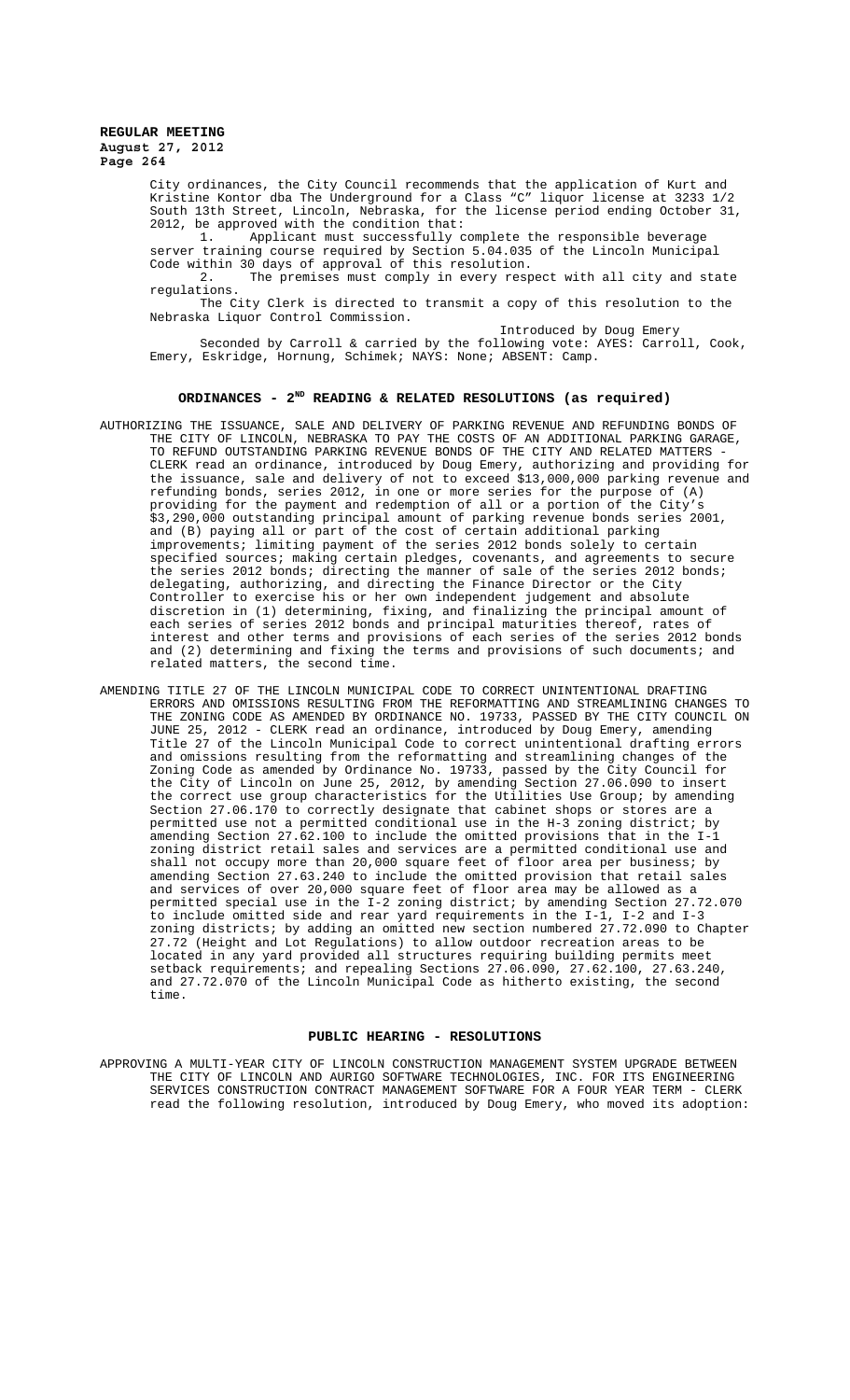City ordinances, the City Council recommends that the application of Kurt and Kristine Kontor dba The Underground for a Class "C" liquor license at 3233 1/2 South 13th Street, Lincoln, Nebraska, for the license period ending October 31, 2012, be approved with the condition that:

1. Applicant must successfully complete the responsible beverage server training course required by Section 5.04.035 of the Lincoln Municipal Code within 30 days of approval of this resolution.
2. The premises must comply in every respect with all city and state regulations.

The City Clerk is directed to transmit a copy of this resolution to the Nebraska Liquor Control Commission.

Introduced by Doug Emery

Seconded by Carroll & carried by the following vote: AYES: Carroll, Cook, Emery, Eskridge, Hornung, Schimek; NAYS: None; ABSENT: Camp.

## ORDINANCES - 2ND READING & RELATED RESOLUTIONS (as required)

AUTHORIZING THE ISSUANCE, SALE AND DELIVERY OF PARKING REVENUE AND REFUNDING BONDS OF THE CITY OF LINCOLN, NEBRASKA TO PAY THE COSTS OF AN ADDITIONAL PARKING GARAGE, TO REFUND OUTSTANDING PARKING REVENUE BONDS OF THE CITY AND RELATED MATTERS - CLERK read an ordinance, introduced by Doug Emery, authorizing and providing for the issuance, sale and delivery of not to exceed $13,000,000 parking revenue and refunding bonds, series 2012, in one or more series for the purpose of (A) providing for the payment and redemption of all or a portion of the City's $3,290,000 outstanding principal amount of parking revenue bonds series 2001, and (B) paying all or part of the cost of certain additional parking improvements; limiting payment of the series 2012 bonds solely to certain specified sources; making certain pledges, covenants, and agreements to secure the series 2012 bonds; directing the manner of sale of the series 2012 bonds; delegating, authorizing, and directing the Finance Director or the City Controller to exercise his or her own independent judgement and absolute discretion in (1) determining, fixing, and finalizing the principal amount of each series of series 2012 bonds and principal maturities thereof, rates of interest and other terms and provisions of each series of the series 2012 bonds and (2) determining and fixing the terms and provisions of such documents; and related matters, the second time.

AMENDING TITLE 27 OF THE LINCOLN MUNICIPAL CODE TO CORRECT UNINTENTIONAL DRAFTING ERRORS AND OMISSIONS RESULTING FROM THE REFORMATTING AND STREAMLINING CHANGES TO THE ZONING CODE AS AMENDED BY ORDINANCE NO. 19733, PASSED BY THE CITY COUNCIL ON JUNE 25, 2012 - CLERK read an ordinance, introduced by Doug Emery, amending Title 27 of the Lincoln Municipal Code to correct unintentional drafting errors and omissions resulting from the reformatting and streamlining changes of the Zoning Code as amended by Ordinance No. 19733, passed by the City Council for the City of Lincoln on June 25, 2012, by amending Section 27.06.090 to insert the correct use group characteristics for the Utilities Use Group; by amending Section 27.06.170 to correctly designate that cabinet shops or stores are a permitted use not a permitted conditional use in the H-3 zoning district; by amending Section 27.62.100 to include the omitted provisions that in the I-1 zoning district retail sales and services are a permitted conditional use and shall not occupy more than 20,000 square feet of floor area per business; by amending Section 27.63.240 to include the omitted provision that retail sales and services of over 20,000 square feet of floor area may be allowed as a permitted special use in the I-2 zoning district; by amending Section 27.72.070 to include omitted side and rear yard requirements in the I-1, I-2 and I-3 zoning districts; by adding an omitted new section numbered 27.72.090 to Chapter 27.72 (Height and Lot Regulations) to allow outdoor recreation areas to be located in any yard provided all structures requiring building permits meet setback requirements; and repealing Sections 27.06.090, 27.62.100, 27.63.240, and 27.72.070 of the Lincoln Municipal Code as hitherto existing, the second time.

## PUBLIC HEARING - RESOLUTIONS

APPROVING A MULTI-YEAR CITY OF LINCOLN CONSTRUCTION MANAGEMENT SYSTEM UPGRADE BETWEEN THE CITY OF LINCOLN AND AURIGO SOFTWARE TECHNOLOGIES, INC. FOR ITS ENGINEERING SERVICES CONSTRUCTION CONTRACT MANAGEMENT SOFTWARE FOR A FOUR YEAR TERM - CLERK read the following resolution, introduced by Doug Emery, who moved its adoption: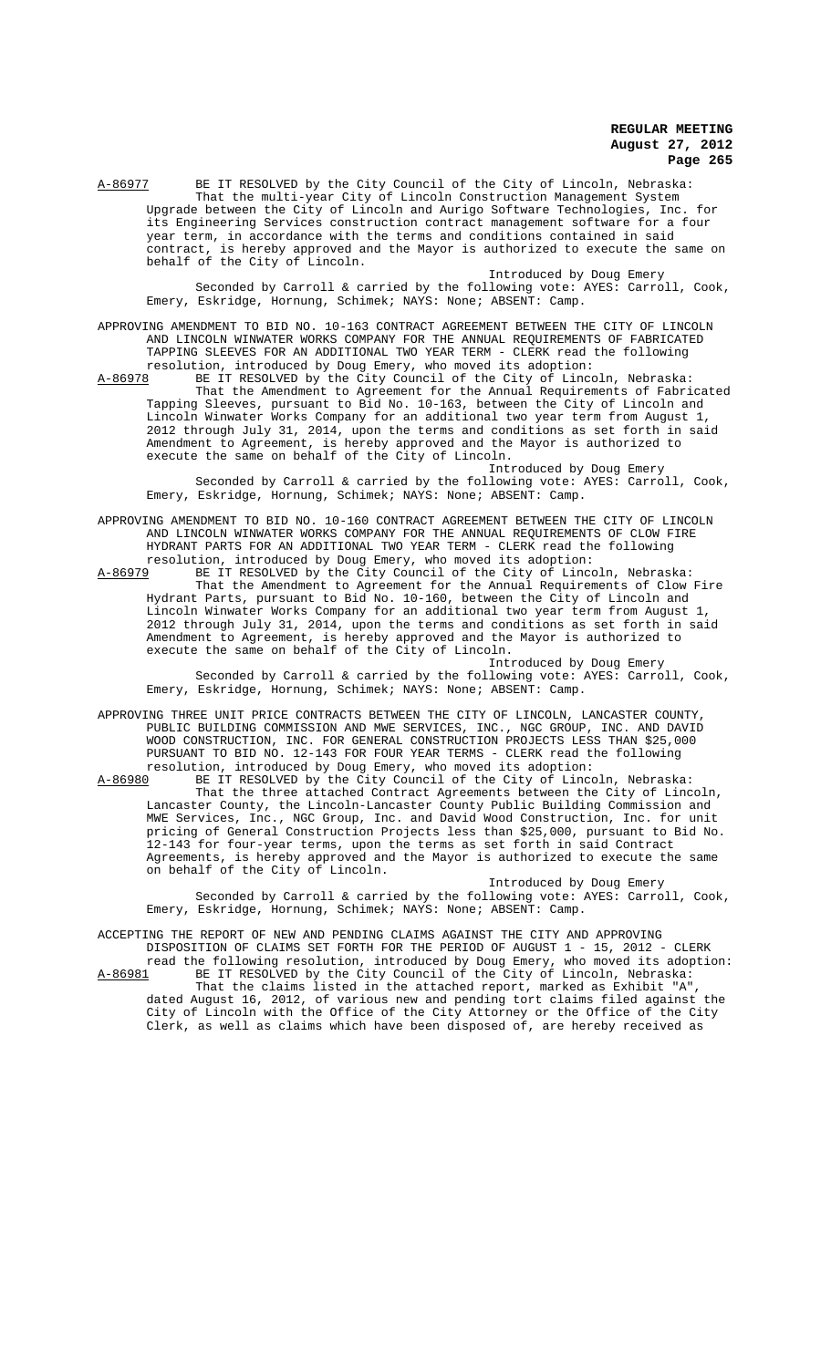A-86977 BE IT RESOLVED by the City Council of the City of Lincoln, Nebraska:

That the multi-year City of Lincoln Construction Management System Upgrade between the City of Lincoln and Aurigo Software Technologies, Inc. for its Engineering Services construction contract management software for a four year term, in accordance with the terms and conditions contained in said contract, is hereby approved and the Mayor is authorized to execute the same on behalf of the City of Lincoln.

Introduced by Doug Emery

Seconded by Carroll & carried by the following vote: AYES: Carroll, Cook, Emery, Eskridge, Hornung, Schimek; NAYS: None; ABSENT: Camp.

APPROVING AMENDMENT TO BID NO. 10-163 CONTRACT AGREEMENT BETWEEN THE CITY OF LINCOLN AND LINCOLN WINWATER WORKS COMPANY FOR THE ANNUAL REQUIREMENTS OF FABRICATED TAPPING SLEEVES FOR AN ADDITIONAL TWO YEAR TERM - CLERK read the following resolution, introduced by Doug Emery, who moved its adoption:

A-86978 BE IT RESOLVED by the City Council of the City of Lincoln, Nebraska:

That the Amendment to Agreement for the Annual Requirements of Fabricated Tapping Sleeves, pursuant to Bid No. 10-163, between the City of Lincoln and Lincoln Winwater Works Company for an additional two year term from August 1, 2012 through July 31, 2014, upon the terms and conditions as set forth in said Amendment to Agreement, is hereby approved and the Mayor is authorized to execute the same on behalf of the City of Lincoln.

Introduced by Doug Emery

Seconded by Carroll & carried by the following vote: AYES: Carroll, Cook, Emery, Eskridge, Hornung, Schimek; NAYS: None; ABSENT: Camp.

APPROVING AMENDMENT TO BID NO. 10-160 CONTRACT AGREEMENT BETWEEN THE CITY OF LINCOLN AND LINCOLN WINWATER WORKS COMPANY FOR THE ANNUAL REQUIREMENTS OF CLOW FIRE HYDRANT PARTS FOR AN ADDITIONAL TWO YEAR TERM - CLERK read the following resolution, introduced by Doug Emery, who moved its adoption:

A-86979 BE IT RESOLVED by the City Council of the City of Lincoln, Nebraska:

That the Amendment to Agreement for the Annual Requirements of Clow Fire Hydrant Parts, pursuant to Bid No. 10-160, between the City of Lincoln and Lincoln Winwater Works Company for an additional two year term from August 1, 2012 through July 31, 2014, upon the terms and conditions as set forth in said Amendment to Agreement, is hereby approved and the Mayor is authorized to execute the same on behalf of the City of Lincoln.

Introduced by Doug Emery

Seconded by Carroll & carried by the following vote: AYES: Carroll, Cook, Emery, Eskridge, Hornung, Schimek; NAYS: None; ABSENT: Camp.

APPROVING THREE UNIT PRICE CONTRACTS BETWEEN THE CITY OF LINCOLN, LANCASTER COUNTY, PUBLIC BUILDING COMMISSION AND MWE SERVICES, INC., NGC GROUP, INC. AND DAVID WOOD CONSTRUCTION, INC. FOR GENERAL CONSTRUCTION PROJECTS LESS THAN $25,000 PURSUANT TO BID NO. 12-143 FOR FOUR YEAR TERMS - CLERK read the following resolution, introduced by Doug Emery, who moved its adoption:

A-86980 BE IT RESOLVED by the City Council of the City of Lincoln, Nebraska:

That the three attached Contract Agreements between the City of Lincoln, Lancaster County, the Lincoln-Lancaster County Public Building Commission and MWE Services, Inc., NGC Group, Inc. and David Wood Construction, Inc. for unit pricing of General Construction Projects less than $25,000, pursuant to Bid No. 12-143 for four-year terms, upon the terms as set forth in said Contract Agreements, is hereby approved and the Mayor is authorized to execute the same on behalf of the City of Lincoln.

Introduced by Doug Emery

Seconded by Carroll & carried by the following vote: AYES: Carroll, Cook, Emery, Eskridge, Hornung, Schimek; NAYS: None; ABSENT: Camp.

ACCEPTING THE REPORT OF NEW AND PENDING CLAIMS AGAINST THE CITY AND APPROVING DISPOSITION OF CLAIMS SET FORTH FOR THE PERIOD OF AUGUST 1 - 15, 2012 - CLERK read the following resolution, introduced by Doug Emery, who moved its adoption:

A-86981 BE IT RESOLVED by the City Council of the City of Lincoln, Nebraska:

That the claims listed in the attached report, marked as Exhibit "A", dated August 16, 2012, of various new and pending tort claims filed against the City of Lincoln with the Office of the City Attorney or the Office of the City Clerk, as well as claims which have been disposed of, are hereby received as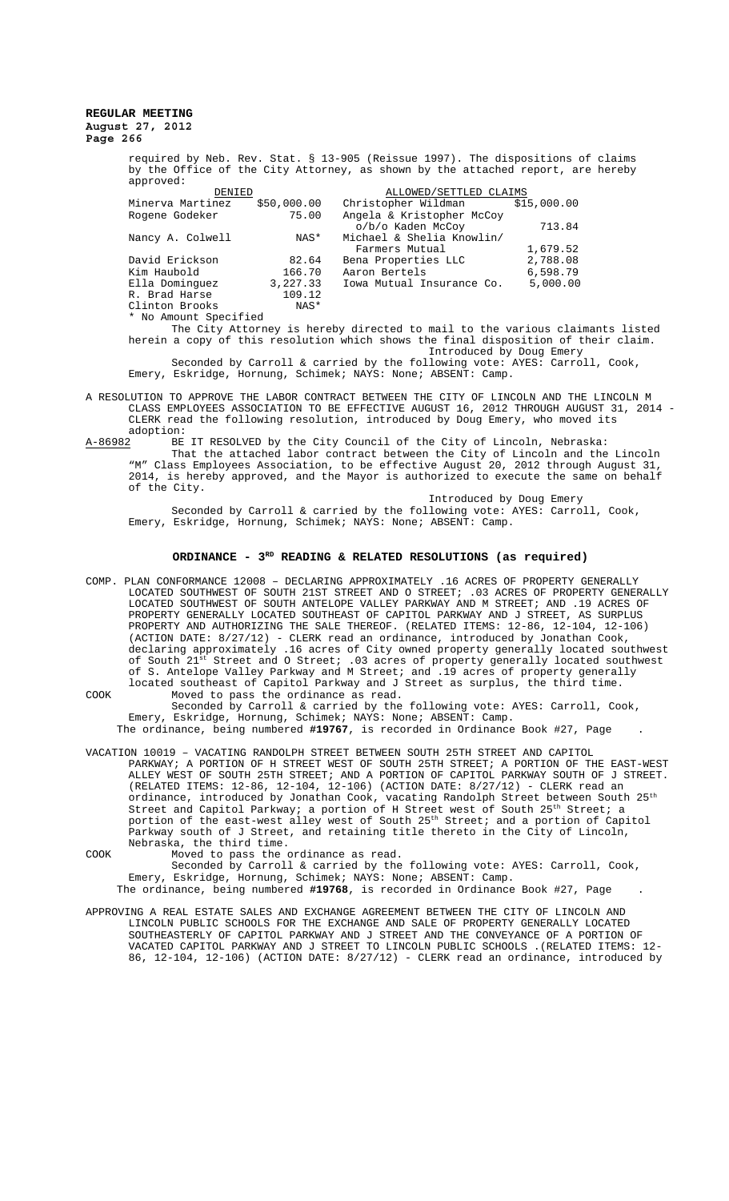required by Neb. Rev. Stat. § 13-905 (Reissue 1997). The dispositions of claims by the Office of the City Attorney, as shown by the attached report, are hereby approved:

| DENIED | | ALLOWED/SETTLED CLAIMS | |
|---|---|---|---|
| Minerva Martinez | $50,000.00 | Christopher Wildman | $15,000.00 |
| Rogene Godeker | 75.00 | Angela & Kristopher McCoy o/b/o Kaden McCoy | 713.84 |
| Nancy A. Colwell | NAS* | Michael & Shelia Knowlin/ Farmers Mutual | 1,679.52 |
| David Erickson | 82.64 | Bena Properties LLC | 2,788.08 |
| Kim Haubold | 166.70 | Aaron Bertels | 6,598.79 |
| Ella Dominguez | 3,227.33 | Iowa Mutual Insurance Co. | 5,000.00 |
| R. Brad Harse | 109.12 | | |
| Clinton Brooks | NAS* | | |

\* No Amount Specified

The City Attorney is hereby directed to mail to the various claimants listed herein a copy of this resolution which shows the final disposition of their claim.

Introduced by Doug Emery

Seconded by Carroll & carried by the following vote: AYES: Carroll, Cook, Emery, Eskridge, Hornung, Schimek; NAYS: None; ABSENT: Camp.

A RESOLUTION TO APPROVE THE LABOR CONTRACT BETWEEN THE CITY OF LINCOLN AND THE LINCOLN M CLASS EMPLOYEES ASSOCIATION TO BE EFFECTIVE AUGUST 16, 2012 THROUGH AUGUST 31, 2014 - CLERK read the following resolution, introduced by Doug Emery, who moved its adoption:

A-86982 BE IT RESOLVED by the City Council of the City of Lincoln, Nebraska:

That the attached labor contract between the City of Lincoln and the Lincoln "M" Class Employees Association, to be effective August 20, 2012 through August 31, 2014, is hereby approved, and the Mayor is authorized to execute the same on behalf of the City.

Introduced by Doug Emery

Seconded by Carroll & carried by the following vote: AYES: Carroll, Cook, Emery, Eskridge, Hornung, Schimek; NAYS: None; ABSENT: Camp.

## ORDINANCE - 3RD READING & RELATED RESOLUTIONS (as required)

COMP. PLAN CONFORMANCE 12008 – DECLARING APPROXIMATELY .16 ACRES OF PROPERTY GENERALLY LOCATED SOUTHWEST OF SOUTH 21ST STREET AND O STREET; .03 ACRES OF PROPERTY GENERALLY LOCATED SOUTHWEST OF SOUTH ANTELOPE VALLEY PARKWAY AND M STREET; AND .19 ACRES OF PROPERTY GENERALLY LOCATED SOUTHEAST OF CAPITOL PARKWAY AND J STREET, AS SURPLUS PROPERTY AND AUTHORIZING THE SALE THEREOF. (RELATED ITEMS: 12-86, 12-104, 12-106) (ACTION DATE: 8/27/12) - CLERK read an ordinance, introduced by Jonathan Cook, declaring approximately .16 acres of City owned property generally located southwest of South 21st Street and O Street; .03 acres of property generally located southwest of S. Antelope Valley Parkway and M Street; and .19 acres of property generally located southeast of Capitol Parkway and J Street as surplus, the third time.

COOK Moved to pass the ordinance as read.

Seconded by Carroll & carried by the following vote: AYES: Carroll, Cook, Emery, Eskridge, Hornung, Schimek; NAYS: None; ABSENT: Camp.

The ordinance, being numbered **#19767**, is recorded in Ordinance Book #27, Page .

VACATION 10019 – VACATING RANDOLPH STREET BETWEEN SOUTH 25TH STREET AND CAPITOL PARKWAY; A PORTION OF H STREET WEST OF SOUTH 25TH STREET; A PORTION OF THE EAST-WEST ALLEY WEST OF SOUTH 25TH STREET; AND A PORTION OF CAPITOL PARKWAY SOUTH OF J STREET. (RELATED ITEMS: 12-86, 12-104, 12-106) (ACTION DATE: 8/27/12) - CLERK read an ordinance, introduced by Jonathan Cook, vacating Randolph Street between South 25th Street and Capitol Parkway; a portion of H Street west of South 25th Street; a portion of the east-west alley west of South 25th Street; and a portion of Capitol Parkway south of J Street, and retaining title thereto in the City of Lincoln, Nebraska, the third time.

COOK Moved to pass the ordinance as read.

Seconded by Carroll & carried by the following vote: AYES: Carroll, Cook, Emery, Eskridge, Hornung, Schimek; NAYS: None; ABSENT: Camp.

The ordinance, being numbered **#19768**, is recorded in Ordinance Book #27, Page .

APPROVING A REAL ESTATE SALES AND EXCHANGE AGREEMENT BETWEEN THE CITY OF LINCOLN AND LINCOLN PUBLIC SCHOOLS FOR THE EXCHANGE AND SALE OF PROPERTY GENERALLY LOCATED SOUTHEASTERLY OF CAPITOL PARKWAY AND J STREET AND THE CONVEYANCE OF A PORTION OF VACATED CAPITOL PARKWAY AND J STREET TO LINCOLN PUBLIC SCHOOLS .(RELATED ITEMS: 12-86, 12-104, 12-106) (ACTION DATE: 8/27/12) - CLERK read an ordinance, introduced by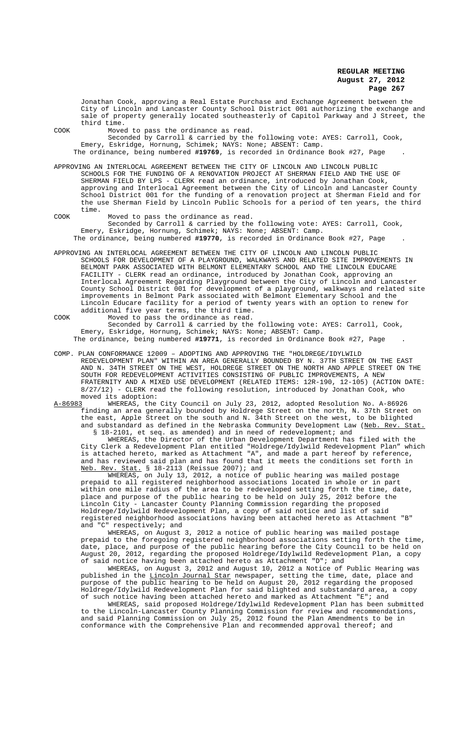Jonathan Cook, approving a Real Estate Purchase and Exchange Agreement between the City of Lincoln and Lancaster County School District 001 authorizing the exchange and sale of property generally located southeasterly of Capitol Parkway and J Street, the third time.

COOK Moved to pass the ordinance as read.

Seconded by Carroll & carried by the following vote: AYES: Carroll, Cook, Emery, Eskridge, Hornung, Schimek; NAYS: None; ABSENT: Camp.

The ordinance, being numbered **#19769**, is recorded in Ordinance Book #27, Page .

APPROVING AN INTERLOCAL AGREEMENT BETWEEN THE CITY OF LINCOLN AND LINCOLN PUBLIC SCHOOLS FOR THE FUNDING OF A RENOVATION PROJECT AT SHERMAN FIELD AND THE USE OF SHERMAN FIELD BY LPS - CLERK read an ordinance, introduced by Jonathan Cook, approving and Interlocal Agreement between the City of Lincoln and Lancaster County School District 001 for the funding of a renovation project at Sherman Field and for the use Sherman Field by Lincoln Public Schools for a period of ten years, the third time.

COOK Moved to pass the ordinance as read.

Seconded by Carroll & carried by the following vote: AYES: Carroll, Cook, Emery, Eskridge, Hornung, Schimek; NAYS: None; ABSENT: Camp.

The ordinance, being numbered **#19770**, is recorded in Ordinance Book #27, Page .

APPROVING AN INTERLOCAL AGREEMENT BETWEEN THE CITY OF LINCOLN AND LINCOLN PUBLIC SCHOOLS FOR DEVELOPMENT OF A PLAYGROUND, WALKWAYS AND RELATED SITE IMPROVEMENTS IN BELMONT PARK ASSOCIATED WITH BELMONT ELEMENTARY SCHOOL AND THE LINCOLN EDUCARE FACILITY - CLERK read an ordinance, introduced by Jonathan Cook, approving an Interlocal Agreement Regarding Playground between the City of Lincoln and Lancaster County School District 001 for development of a playground, walkways and related site improvements in Belmont Park associated with Belmont Elementary School and the Lincoln Educare facility for a period of twenty years with an option to renew for additional five year terms, the third time.

COOK Moved to pass the ordinance as read.

Seconded by Carroll & carried by the following vote: AYES: Carroll, Cook, Emery, Eskridge, Hornung, Schimek; NAYS: None; ABSENT: Camp.

The ordinance, being numbered **#19771**, is recorded in Ordinance Book #27, Page .

COMP. PLAN CONFORMANCE 12009 – ADOPTING AND APPROVING THE "HOLDREGE/IDYLWILD REDEVELOPMENT PLAN" WITHIN AN AREA GENERALLY BOUNDED BY N. 37TH STREET ON THE EAST AND N. 34TH STREET ON THE WEST, HOLDREGE STREET ON THE NORTH AND APPLE STREET ON THE SOUTH FOR REDEVELOPMENT ACTIVITIES CONSISTING OF PUBLIC IMPROVEMENTS, A NEW FRATERNITY AND A MIXED USE DEVELOPMENT (RELATED ITEMS: 12R-190, 12-105) (ACTION DATE: 8/27/12) - CLERK read the following resolution, introduced by Jonathan Cook, who moved its adoption:

A-86983 WHEREAS, the City Council on July 23, 2012, adopted Resolution No. A-86926 finding an area generally bounded by Holdrege Street on the north, N. 37th Street on the east, Apple Street on the south and N. 34th Street on the west, to be blighted and substandard as defined in the Nebraska Community Development Law (Neb. Rev. Stat. § 18-2101, et seq. as amended) and in need of redevelopment; and

WHEREAS, the Director of the Urban Development Department has filed with the City Clerk a Redevelopment Plan entitled "Holdrege/Idylwild Redevelopment Plan" which is attached hereto, marked as Attachment "A", and made a part hereof by reference, and has reviewed said plan and has found that it meets the conditions set forth in Neb. Rev. Stat. § 18-2113 (Reissue 2007); and

WHEREAS, on July 13, 2012, a notice of public hearing was mailed postage prepaid to all registered neighborhood associations located in whole or in part within one mile radius of the area to be redeveloped setting forth the time, date, place and purpose of the public hearing to be held on July 25, 2012 before the Lincoln City - Lancaster County Planning Commission regarding the proposed Holdrege/Idylwild Redevelopment Plan, a copy of said notice and list of said registered neighborhood associations having been attached hereto as Attachment "B" and "C" respectively; and

WHEREAS, on August 3, 2012 a notice of public hearing was mailed postage prepaid to the foregoing registered neighborhood associations setting forth the time, date, place, and purpose of the public hearing before the City Council to be held on August 20, 2012, regarding the proposed Holdrege/Idylwild Redevelopment Plan, a copy of said notice having been attached hereto as Attachment "D"; and

WHEREAS, on August 3, 2012 and August 10, 2012 a Notice of Public Hearing was published in the Lincoln Journal Star newspaper, setting the time, date, place and purpose of the public hearing to be held on August 20, 2012 regarding the proposed Holdrege/Idylwild Redevelopment Plan for said blighted and substandard area, a copy of such notice having been attached hereto and marked as Attachment "E"; and

WHEREAS, said proposed Holdrege/Idylwild Redevelopment Plan has been submitted to the Lincoln-Lancaster County Planning Commission for review and recommendations, and said Planning Commission on July 25, 2012 found the Plan Amendments to be in conformance with the Comprehensive Plan and recommended approval thereof; and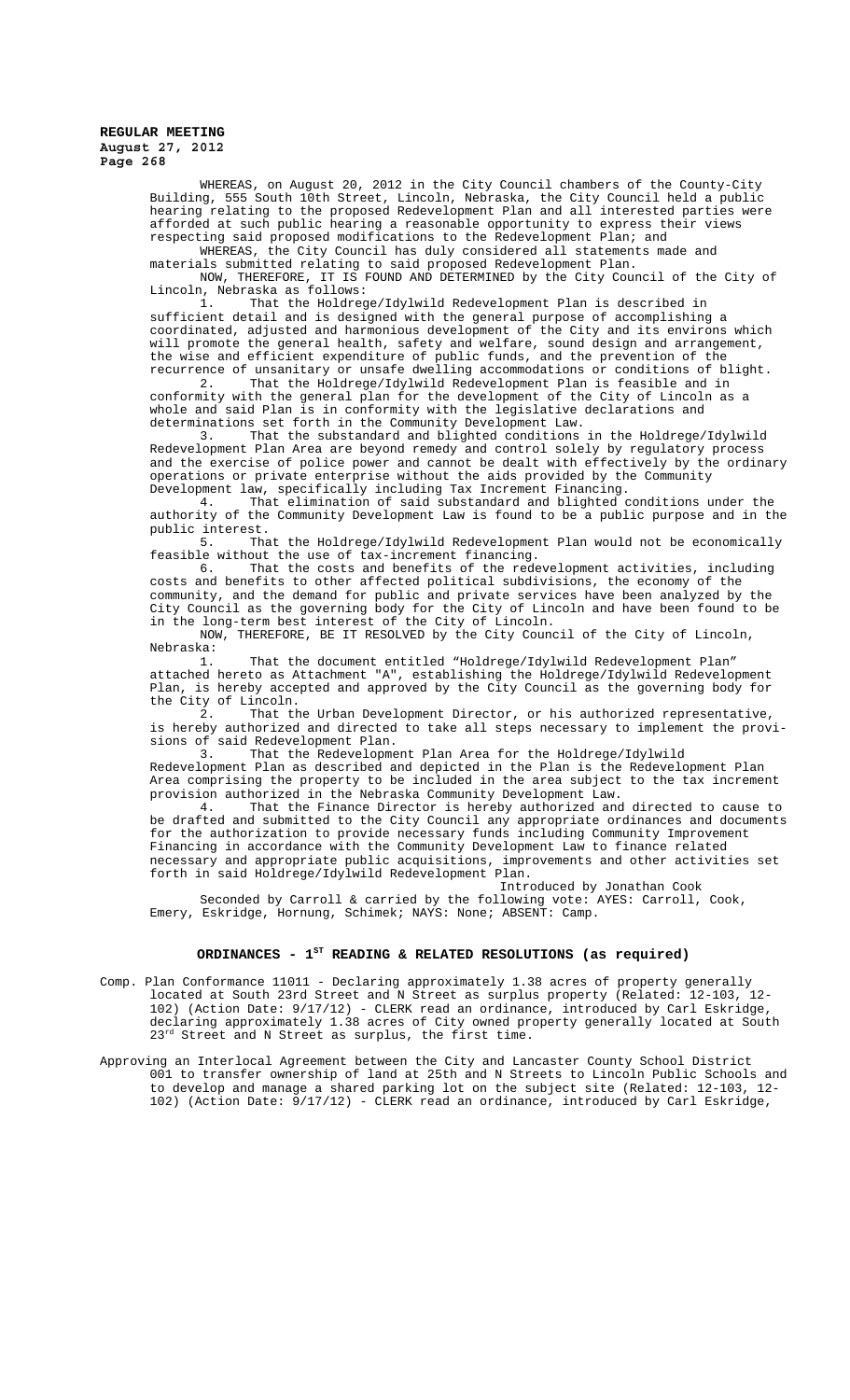WHEREAS, on August 20, 2012 in the City Council chambers of the County-City Building, 555 South 10th Street, Lincoln, Nebraska, the City Council held a public hearing relating to the proposed Redevelopment Plan and all interested parties were afforded at such public hearing a reasonable opportunity to express their views respecting said proposed modifications to the Redevelopment Plan; and

WHEREAS, the City Council has duly considered all statements made and materials submitted relating to said proposed Redevelopment Plan.

NOW, THEREFORE, IT IS FOUND AND DETERMINED by the City Council of the City of Lincoln, Nebraska as follows:

1. That the Holdrege/Idylwild Redevelopment Plan is described in sufficient detail and is designed with the general purpose of accomplishing a coordinated, adjusted and harmonious development of the City and its environs which will promote the general health, safety and welfare, sound design and arrangement, the wise and efficient expenditure of public funds, and the prevention of the recurrence of unsanitary or unsafe dwelling accommodations or conditions of blight.

2. That the Holdrege/Idylwild Redevelopment Plan is feasible and in conformity with the general plan for the development of the City of Lincoln as a whole and said Plan is in conformity with the legislative declarations and determinations set forth in the Community Development Law.

3. That the substandard and blighted conditions in the Holdrege/Idylwild Redevelopment Plan Area are beyond remedy and control solely by regulatory process and the exercise of police power and cannot be dealt with effectively by the ordinary operations or private enterprise without the aids provided by the Community Development law, specifically including Tax Increment Financing.

4. That elimination of said substandard and blighted conditions under the authority of the Community Development Law is found to be a public purpose and in the public interest.

5. That the Holdrege/Idylwild Redevelopment Plan would not be economically feasible without the use of tax-increment financing.

6. That the costs and benefits of the redevelopment activities, including costs and benefits to other affected political subdivisions, the economy of the community, and the demand for public and private services have been analyzed by the City Council as the governing body for the City of Lincoln and have been found to be in the long-term best interest of the City of Lincoln.

NOW, THEREFORE, BE IT RESOLVED by the City Council of the City of Lincoln, Nebraska:

1. That the document entitled "Holdrege/Idylwild Redevelopment Plan" attached hereto as Attachment "A", establishing the Holdrege/Idylwild Redevelopment Plan, is hereby accepted and approved by the City Council as the governing body for the City of Lincoln.

2. That the Urban Development Director, or his authorized representative, is hereby authorized and directed to take all steps necessary to implement the provisions of said Redevelopment Plan.

3. That the Redevelopment Plan Area for the Holdrege/Idylwild Redevelopment Plan as described and depicted in the Plan is the Redevelopment Plan Area comprising the property to be included in the area subject to the tax increment provision authorized in the Nebraska Community Development Law.

4. That the Finance Director is hereby authorized and directed to cause to be drafted and submitted to the City Council any appropriate ordinances and documents for the authorization to provide necessary funds including Community Improvement Financing in accordance with the Community Development Law to finance related necessary and appropriate public acquisitions, improvements and other activities set forth in said Holdrege/Idylwild Redevelopment Plan.

Introduced by Jonathan Cook

Seconded by Carroll & carried by the following vote: AYES: Carroll, Cook, Emery, Eskridge, Hornung, Schimek; NAYS: None; ABSENT: Camp.

## ORDINANCES - 1ST READING & RELATED RESOLUTIONS (as required)

Comp. Plan Conformance 11011 - Declaring approximately 1.38 acres of property generally located at South 23rd Street and N Street as surplus property (Related: 12-103, 12-102) (Action Date: 9/17/12) - CLERK read an ordinance, introduced by Carl Eskridge, declaring approximately 1.38 acres of City owned property generally located at South 23rd Street and N Street as surplus, the first time.

Approving an Interlocal Agreement between the City and Lancaster County School District 001 to transfer ownership of land at 25th and N Streets to Lincoln Public Schools and to develop and manage a shared parking lot on the subject site (Related: 12-103, 12-102) (Action Date: 9/17/12) - CLERK read an ordinance, introduced by Carl Eskridge,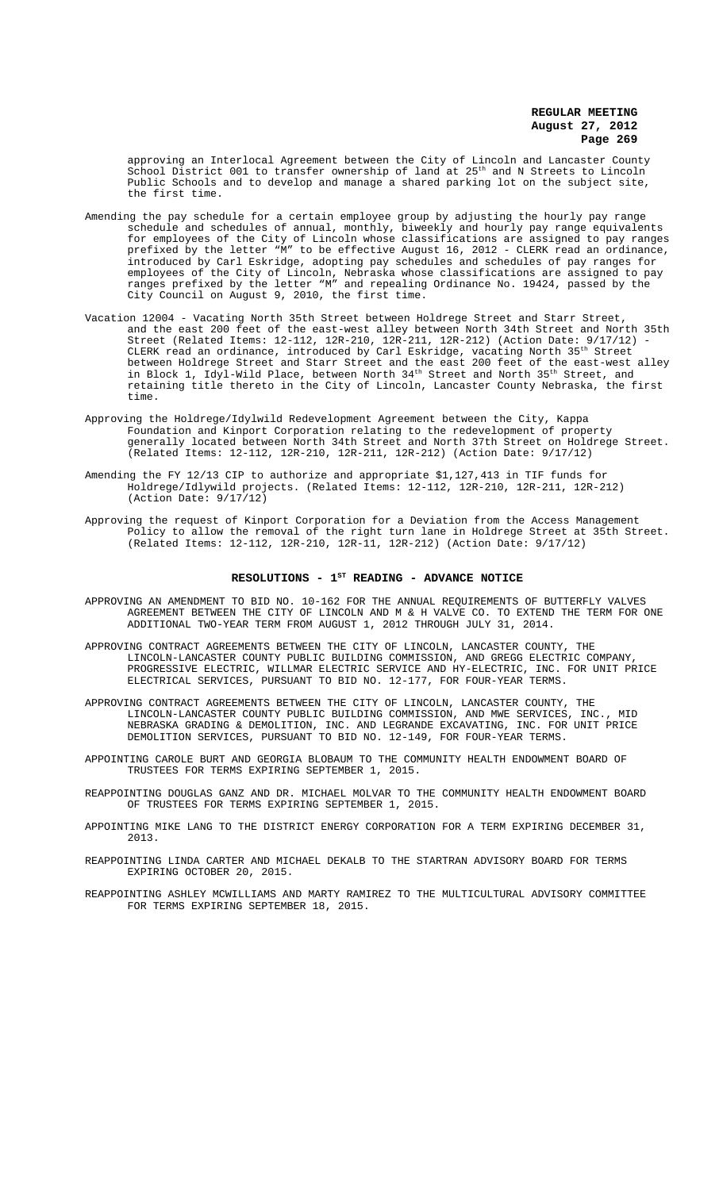approving an Interlocal Agreement between the City of Lincoln and Lancaster County School District 001 to transfer ownership of land at 25th and N Streets to Lincoln Public Schools and to develop and manage a shared parking lot on the subject site, the first time.

Amending the pay schedule for a certain employee group by adjusting the hourly pay range schedule and schedules of annual, monthly, biweekly and hourly pay range equivalents for employees of the City of Lincoln whose classifications are assigned to pay ranges prefixed by the letter "M" to be effective August 16, 2012 - CLERK read an ordinance, introduced by Carl Eskridge, adopting pay schedules and schedules of pay ranges for employees of the City of Lincoln, Nebraska whose classifications are assigned to pay ranges prefixed by the letter "M" and repealing Ordinance No. 19424, passed by the City Council on August 9, 2010, the first time.

Vacation 12004 - Vacating North 35th Street between Holdrege Street and Starr Street, and the east 200 feet of the east-west alley between North 34th Street and North 35th Street (Related Items: 12-112, 12R-210, 12R-211, 12R-212) (Action Date: 9/17/12) - CLERK read an ordinance, introduced by Carl Eskridge, vacating North 35th Street between Holdrege Street and Starr Street and the east 200 feet of the east-west alley in Block 1, Idyl-Wild Place, between North 34th Street and North 35th Street, and retaining title thereto in the City of Lincoln, Lancaster County Nebraska, the first time.

Approving the Holdrege/Idylwild Redevelopment Agreement between the City, Kappa Foundation and Kinport Corporation relating to the redevelopment of property generally located between North 34th Street and North 37th Street on Holdrege Street. (Related Items: 12-112, 12R-210, 12R-211, 12R-212) (Action Date: 9/17/12)

Amending the FY 12/13 CIP to authorize and appropriate $1,127,413 in TIF funds for Holdrege/Idylwild projects. (Related Items: 12-112, 12R-210, 12R-211, 12R-212) (Action Date: 9/17/12)

Approving the request of Kinport Corporation for a Deviation from the Access Management Policy to allow the removal of the right turn lane in Holdrege Street at 35th Street. (Related Items: 12-112, 12R-210, 12R-11, 12R-212) (Action Date: 9/17/12)

## RESOLUTIONS - 1ST READING - ADVANCE NOTICE

APPROVING AN AMENDMENT TO BID NO. 10-162 FOR THE ANNUAL REQUIREMENTS OF BUTTERFLY VALVES AGREEMENT BETWEEN THE CITY OF LINCOLN AND M & H VALVE CO. TO EXTEND THE TERM FOR ONE ADDITIONAL TWO-YEAR TERM FROM AUGUST 1, 2012 THROUGH JULY 31, 2014.

APPROVING CONTRACT AGREEMENTS BETWEEN THE CITY OF LINCOLN, LANCASTER COUNTY, THE LINCOLN-LANCASTER COUNTY PUBLIC BUILDING COMMISSION, AND GREGG ELECTRIC COMPANY, PROGRESSIVE ELECTRIC, WILLMAR ELECTRIC SERVICE AND HY-ELECTRIC, INC. FOR UNIT PRICE ELECTRICAL SERVICES, PURSUANT TO BID NO. 12-177, FOR FOUR-YEAR TERMS.

APPROVING CONTRACT AGREEMENTS BETWEEN THE CITY OF LINCOLN, LANCASTER COUNTY, THE LINCOLN-LANCASTER COUNTY PUBLIC BUILDING COMMISSION, AND MWE SERVICES, INC., MID NEBRASKA GRADING & DEMOLITION, INC. AND LEGRANDE EXCAVATING, INC. FOR UNIT PRICE DEMOLITION SERVICES, PURSUANT TO BID NO. 12-149, FOR FOUR-YEAR TERMS.

APPOINTING CAROLE BURT AND GEORGIA BLOBAUM TO THE COMMUNITY HEALTH ENDOWMENT BOARD OF TRUSTEES FOR TERMS EXPIRING SEPTEMBER 1, 2015.

REAPPOINTING DOUGLAS GANZ AND DR. MICHAEL MOLVAR TO THE COMMUNITY HEALTH ENDOWMENT BOARD OF TRUSTEES FOR TERMS EXPIRING SEPTEMBER 1, 2015.

APPOINTING MIKE LANG TO THE DISTRICT ENERGY CORPORATION FOR A TERM EXPIRING DECEMBER 31, 2013.

REAPPOINTING LINDA CARTER AND MICHAEL DEKALB TO THE STARTRAN ADVISORY BOARD FOR TERMS EXPIRING OCTOBER 20, 2015.

REAPPOINTING ASHLEY MCWILLIAMS AND MARTY RAMIREZ TO THE MULTICULTURAL ADVISORY COMMITTEE FOR TERMS EXPIRING SEPTEMBER 18, 2015.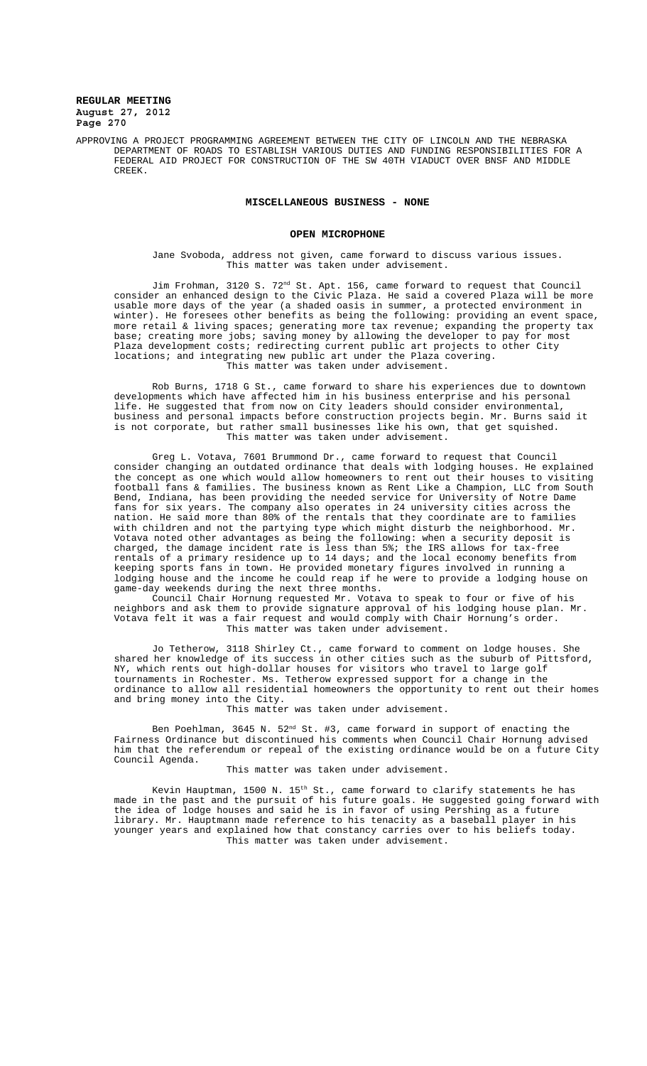APPROVING A PROJECT PROGRAMMING AGREEMENT BETWEEN THE CITY OF LINCOLN AND THE NEBRASKA DEPARTMENT OF ROADS TO ESTABLISH VARIOUS DUTIES AND FUNDING RESPONSIBILITIES FOR A FEDERAL AID PROJECT FOR CONSTRUCTION OF THE SW 40TH VIADUCT OVER BNSF AND MIDDLE CREEK.

## MISCELLANEOUS BUSINESS - NONE

## OPEN MICROPHONE

Jane Svoboda, address not given, came forward to discuss various issues. This matter was taken under advisement.

Jim Frohman, 3120 S. 72nd St. Apt. 156, came forward to request that Council consider an enhanced design to the Civic Plaza. He said a covered Plaza will be more usable more days of the year (a shaded oasis in summer, a protected environment in winter). He foresees other benefits as being the following: providing an event space, more retail & living spaces; generating more tax revenue; expanding the property tax base; creating more jobs; saving money by allowing the developer to pay for most Plaza development costs; redirecting current public art projects to other City locations; and integrating new public art under the Plaza covering.
This matter was taken under advisement.

Rob Burns, 1718 G St., came forward to share his experiences due to downtown developments which have affected him in his business enterprise and his personal life. He suggested that from now on City leaders should consider environmental, business and personal impacts before construction projects begin. Mr. Burns said it is not corporate, but rather small businesses like his own, that get squished.
This matter was taken under advisement.

Greg L. Votava, 7601 Brummond Dr., came forward to request that Council consider changing an outdated ordinance that deals with lodging houses. He explained the concept as one which would allow homeowners to rent out their houses to visiting football fans & families. The business known as Rent Like a Champion, LLC from South Bend, Indiana, has been providing the needed service for University of Notre Dame fans for six years. The company also operates in 24 university cities across the nation. He said more than 80% of the rentals that they coordinate are to families with children and not the partying type which might disturb the neighborhood. Mr. Votava noted other advantages as being the following: when a security deposit is charged, the damage incident rate is less than 5%; the IRS allows for tax-free rentals of a primary residence up to 14 days; and the local economy benefits from keeping sports fans in town. He provided monetary figures involved in running a lodging house and the income he could reap if he were to provide a lodging house on game-day weekends during the next three months.

Council Chair Hornung requested Mr. Votava to speak to four or five of his neighbors and ask them to provide signature approval of his lodging house plan. Mr. Votava felt it was a fair request and would comply with Chair Hornung's order.
This matter was taken under advisement.

Jo Tetherow, 3118 Shirley Ct., came forward to comment on lodge houses. She shared her knowledge of its success in other cities such as the suburb of Pittsford, NY, which rents out high-dollar houses for visitors who travel to large golf tournaments in Rochester. Ms. Tetherow expressed support for a change in the ordinance to allow all residential homeowners the opportunity to rent out their homes and bring money into the City.
This matter was taken under advisement.

Ben Poehlman, 3645 N. 52nd St. #3, came forward in support of enacting the Fairness Ordinance but discontinued his comments when Council Chair Hornung advised him that the referendum or repeal of the existing ordinance would be on a future City Council Agenda.
This matter was taken under advisement.

Kevin Hauptman, 1500 N. 15th St., came forward to clarify statements he has made in the past and the pursuit of his future goals. He suggested going forward with the idea of lodge houses and said he is in favor of using Pershing as a future library. Mr. Hauptmann made reference to his tenacity as a baseball player in his younger years and explained how that constancy carries over to his beliefs today.
This matter was taken under advisement.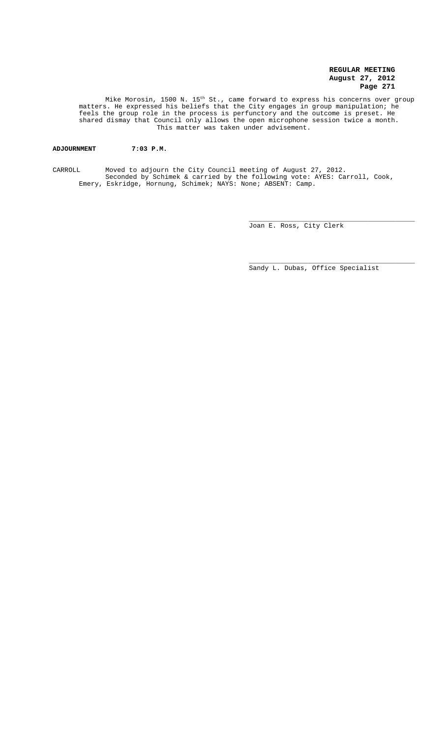Mike Morosin, 1500 N. 15th St., came forward to express his concerns over group matters. He expressed his beliefs that the City engages in group manipulation; he feels the group role in the process is perfunctory and the outcome is preset. He shared dismay that Council only allows the open microphone session twice a month. This matter was taken under advisement.

**ADJOURNMENT 7:03 P.M.**

CARROLL Moved to adjourn the City Council meeting of August 27, 2012.
Seconded by Schimek & carried by the following vote: AYES: Carroll, Cook, Emery, Eskridge, Hornung, Schimek; NAYS: None; ABSENT: Camp.

\_\_\_\_\_\_\_\_\_\_\_\_\_\_\_\_\_\_\_\_\_\_\_\_\_\_\_\_\_\_\_\_\_\_\_\_\_\_\_\_\_\_

Joan E. Ross, City Clerk

\_\_\_\_\_\_\_\_\_\_\_\_\_\_\_\_\_\_\_\_\_\_\_\_\_\_\_\_\_\_\_\_\_\_\_\_\_\_\_\_\_\_

Sandy L. Dubas, Office Specialist